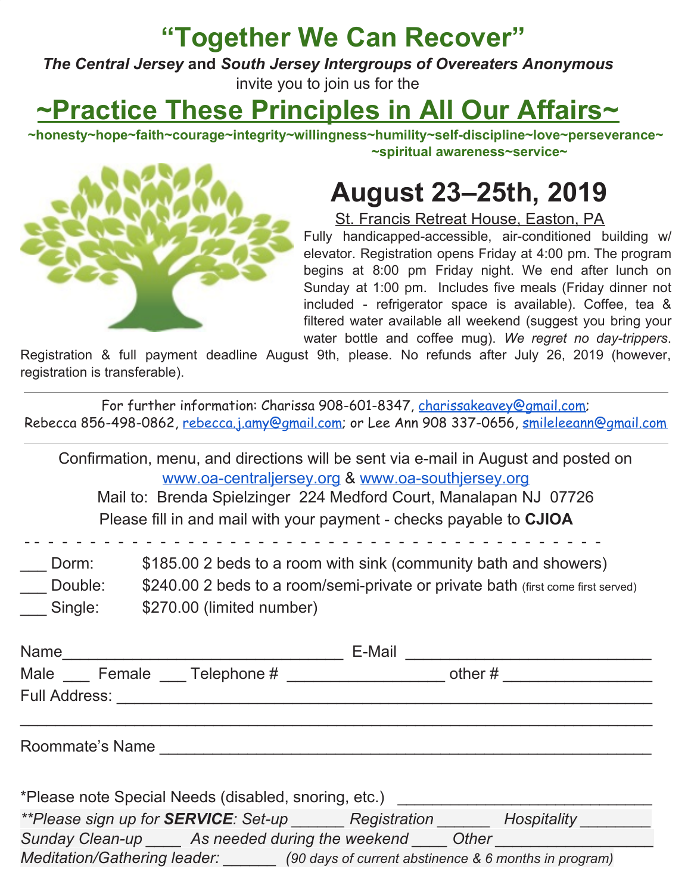# "Together We Can Recover"

***The Central Jersey*** **and** ***South Jersey Intergroups of Overeaters Anonymous***

invite you to join us for the

# ~Practice These Principles in All Our Affairs~

**~honesty~hope~faith~courage~integrity~willingness~humility~self-discipline~love~perseverance~ ~spiritual awareness~service~**

## August 23–25th, 2019

St. Francis Retreat House, Easton, PA

Fully handicapped-accessible, air-conditioned building w/ elevator. Registration opens Friday at 4:00 pm. The program begins at 8:00 pm Friday night. We end after lunch on Sunday at 1:00 pm. Includes five meals (Friday dinner not included - refrigerator space is available). Coffee, tea & filtered water available all weekend (suggest you bring your water bottle and coffee mug). *We regret no day-trippers*. Registration & full payment deadline August 9th, please. No refunds after July 26, 2019 (however, registration is transferable).

---

For further information: Charissa 908-601-8347, charissakeavey@gmail.com; Rebecca 856-498-0862, rebecca.j.amy@gmail.com; or Lee Ann 908 337-0656, smileleeann@gmail.com

---

Confirmation, menu, and directions will be sent via e-mail in August and posted on www.oa-centraljersey.org & www.oa-southjersey.org

Mail to: Brenda Spielzinger 224 Medford Court, Manalapan NJ 07726

Please fill in and mail with your payment - checks payable to **CJIOA**

- - - - - - - - - - - - - - - - - - - - - - - - - - - - - - - - - - - - - - - - - - -

___ Dorm: $185.00 2 beds to a room with sink (community bath and showers)

___ Double: $240.00 2 beds to a room/semi-private or private bath (first come first served)

___ Single: $270.00 (limited number)

Name_______________________________ E-Mail ___________________________

Male ___ Female ___ Telephone # _________________ other # ________________

Full Address: ___________________________________________________________

_______________________________________________________________________

Roommate's Name _______________________________________________________

*Please note Special Needs (disabled, snoring, etc.) ____________________________

*\*\*Please sign up for **SERVICE**: Set-up ______ Registration ______ Hospitality ________*

*Sunday Clean-up ____ As needed during the weekend ____ Other _________________*

*Meditation/Gathering leader: ______ (90 days of current abstinence & 6 months in program)*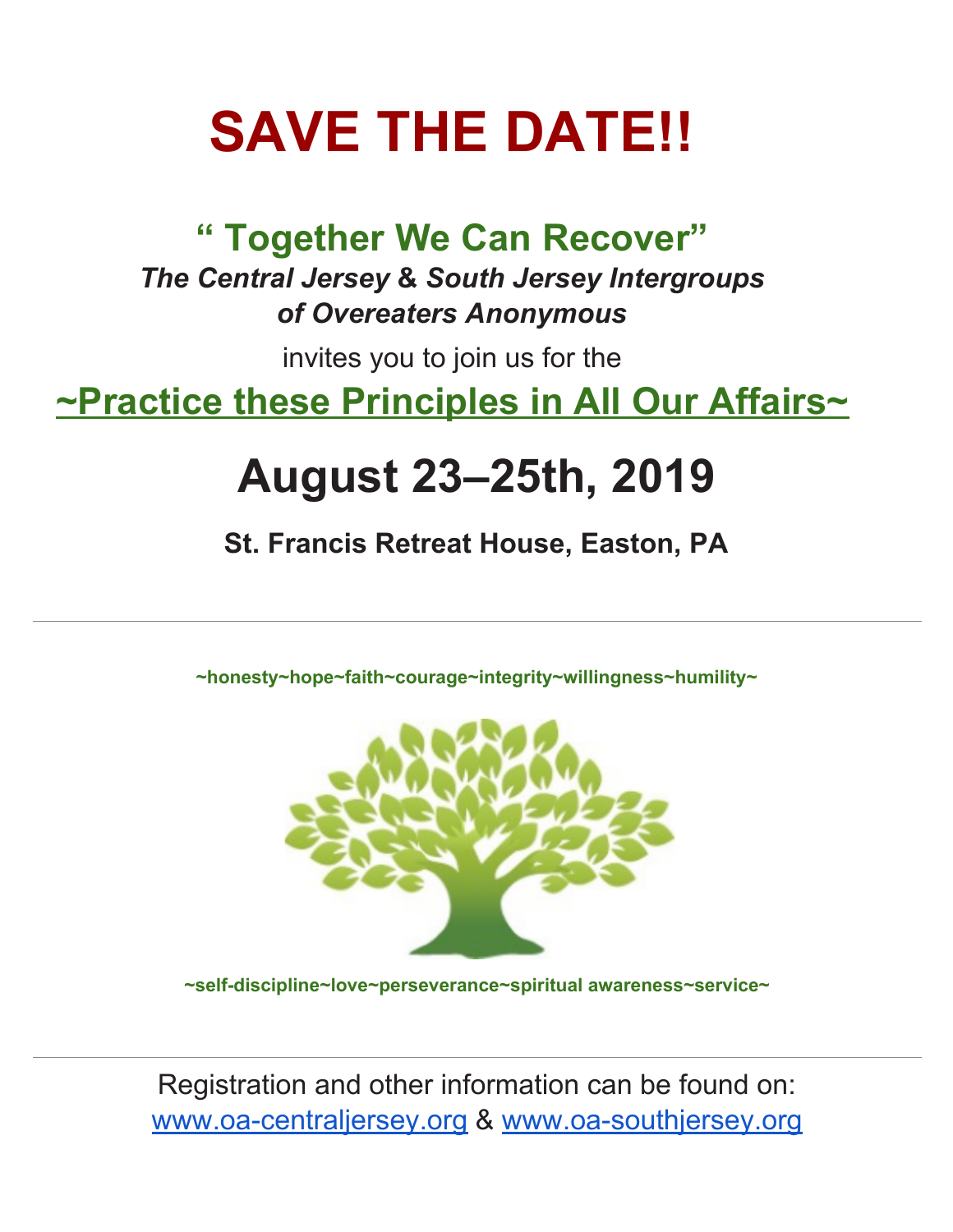# SAVE THE DATE!!

## " Together We Can Recover"

***The Central Jersey & South Jersey Intergroups of Overeaters Anonymous***

invites you to join us for the

## ~Practice these Principles in All Our Affairs~

# August 23–25th, 2019

**St. Francis Retreat House, Easton, PA**

---

**~honesty~hope~faith~courage~integrity~willingness~humility~**

**~self-discipline~love~perseverance~spiritual awareness~service~**

---

Registration and other information can be found on:
www.oa-centraljersey.org & www.oa-southjersey.org